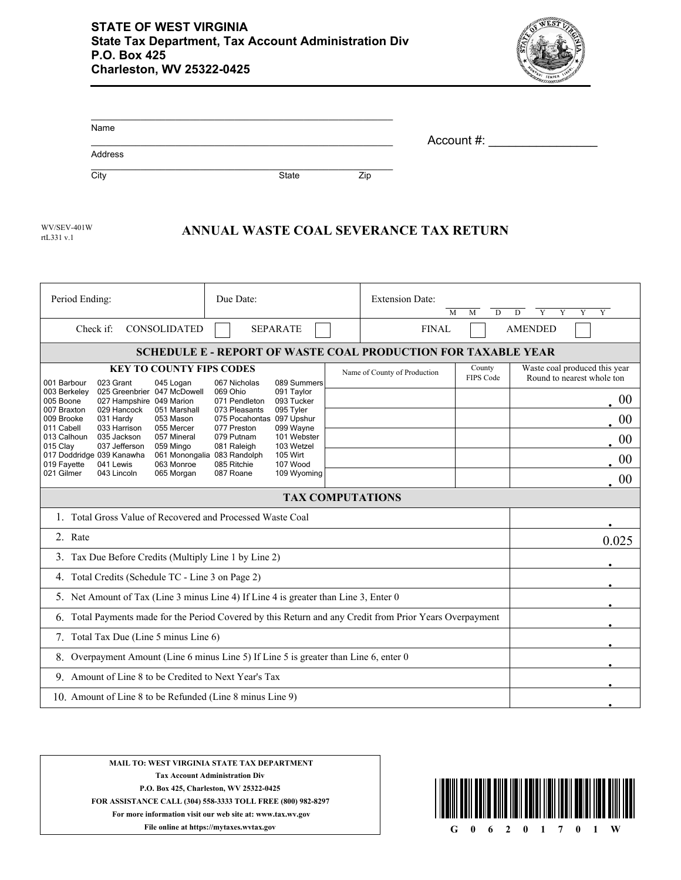**STATE OF WEST VIRGINIA**
**State Tax Department, Tax Account Administration Div**
**P.O. Box 425**
**Charleston, WV 25322-0425**

Name

Address

City State Zip

Account #: ________________

WV/SEV-401W
rtL331 v.1

# ANNUAL WASTE COAL SEVERANCE TAX RETURN

| Period Ending: | Due Date: | Extension Date: M M D D Y Y Y Y |
|---|---|---|
| Check if: CONSOLIDATED ☐ SEPARATE ☐ | | FINAL ☐ AMENDED ☐ |

## SCHEDULE E - REPORT OF WASTE COAL PRODUCTION FOR TAXABLE YEAR

**KEY TO COUNTY FIPS CODES**

| | | | | |
|---|---|---|---|---|
| 001 Barbour | 023 Grant | 045 Logan | 067 Nicholas | 089 Summers |
| 003 Berkeley | 025 Greenbrier | 047 McDowell | 069 Ohio | 091 Taylor |
| 005 Boone | 027 Hampshire | 049 Marion | 071 Pendleton | 093 Tucker |
| 007 Braxton | 029 Hancock | 051 Marshall | 073 Pleasants | 095 Tyler |
| 009 Brooke | 031 Hardy | 053 Mason | 075 Pocahontas | 097 Upshur |
| 011 Cabell | 033 Harrison | 055 Mercer | 077 Preston | 099 Wayne |
| 013 Calhoun | 035 Jackson | 057 Mineral | 079 Putnam | 101 Webster |
| 015 Clay | 037 Jefferson | 059 Mingo | 081 Raleigh | 103 Wetzel |
| 017 Doddridge | 039 Kanawha | 061 Monongalia | 083 Randolph | 105 Wirt |
| 019 Fayette | 041 Lewis | 063 Monroe | 085 Ritchie | 107 Wood |
| 021 Gilmer | 043 Lincoln | 065 Morgan | 087 Roane | 109 Wyoming |

| Name of County of Production | County FIPS Code | Waste coal produced this year Round to nearest whole ton |
|---|---|---|
| | | .00 |
| | | .00 |
| | | .00 |
| | | .00 |
| | | .00 |

## TAX COMPUTATIONS

| | |
|---|---|
| 1. Total Gross Value of Recovered and Processed Waste Coal | . |
| 2. Rate | 0.025 |
| 3. Tax Due Before Credits (Multiply Line 1 by Line 2) | . |
| 4. Total Credits (Schedule TC - Line 3 on Page 2) | . |
| 5. Net Amount of Tax (Line 3 minus Line 4) If Line 4 is greater than Line 3, Enter 0 | . |
| 6. Total Payments made for the Period Covered by this Return and any Credit from Prior Years Overpayment | . |
| 7. Total Tax Due (Line 5 minus Line 6) | . |
| 8. Overpayment Amount (Line 6 minus Line 5) If Line 5 is greater than Line 6, enter 0 | . |
| 9. Amount of Line 8 to be Credited to Next Year's Tax | . |
| 10. Amount of Line 8 to be Refunded (Line 8 minus Line 9) | . |

**MAIL TO: WEST VIRGINIA STATE TAX DEPARTMENT**
**Tax Account Administration Div**
**P.O. Box 425, Charleston, WV 25322-0425**
**FOR ASSISTANCE CALL (304) 558-3333 TOLL FREE (800) 982-8297**
**For more information visit our web site at: www.tax.wv.gov**
**File online at https://mytaxes.wvtax.gov**

G 0 6 2 0 1 7 0 1 W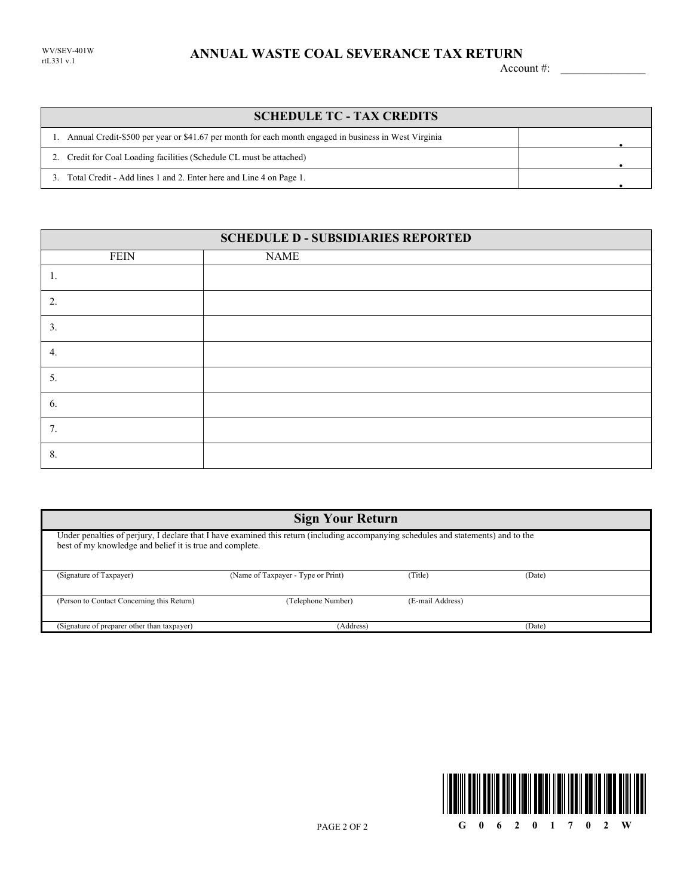WV/SEV-401W
rtL331 v.1

# ANNUAL WASTE COAL SEVERANCE TAX RETURN

Account #: _______________

| SCHEDULE TC - TAX CREDITS | |
|---|---|
| 1. Annual Credit-$500 per year or $41.67 per month for each month engaged in business in West Virginia | . |
| 2. Credit for Coal Loading facilities (Schedule CL must be attached) | . |
| 3. Total Credit - Add lines 1 and 2. Enter here and Line 4 on Page 1. | . |

**SCHEDULE D - SUBSIDIARIES REPORTED**

| FEIN | NAME |
|---|---|
| 1. | |
| 2. | |
| 3. | |
| 4. | |
| 5. | |
| 6. | |
| 7. | |
| 8. | |

## Sign Your Return

Under penalties of perjury, I declare that I have examined this return (including accompanying schedules and statements) and to the best of my knowledge and belief it is true and complete.

(Signature of Taxpayer) (Name of Taxpayer - Type or Print) (Title) (Date)

(Person to Contact Concerning this Return) (Telephone Number) (E-mail Address)

(Signature of preparer other than taxpayer) (Address) (Date)

G 0 6 2 0 1 7 0 2 W